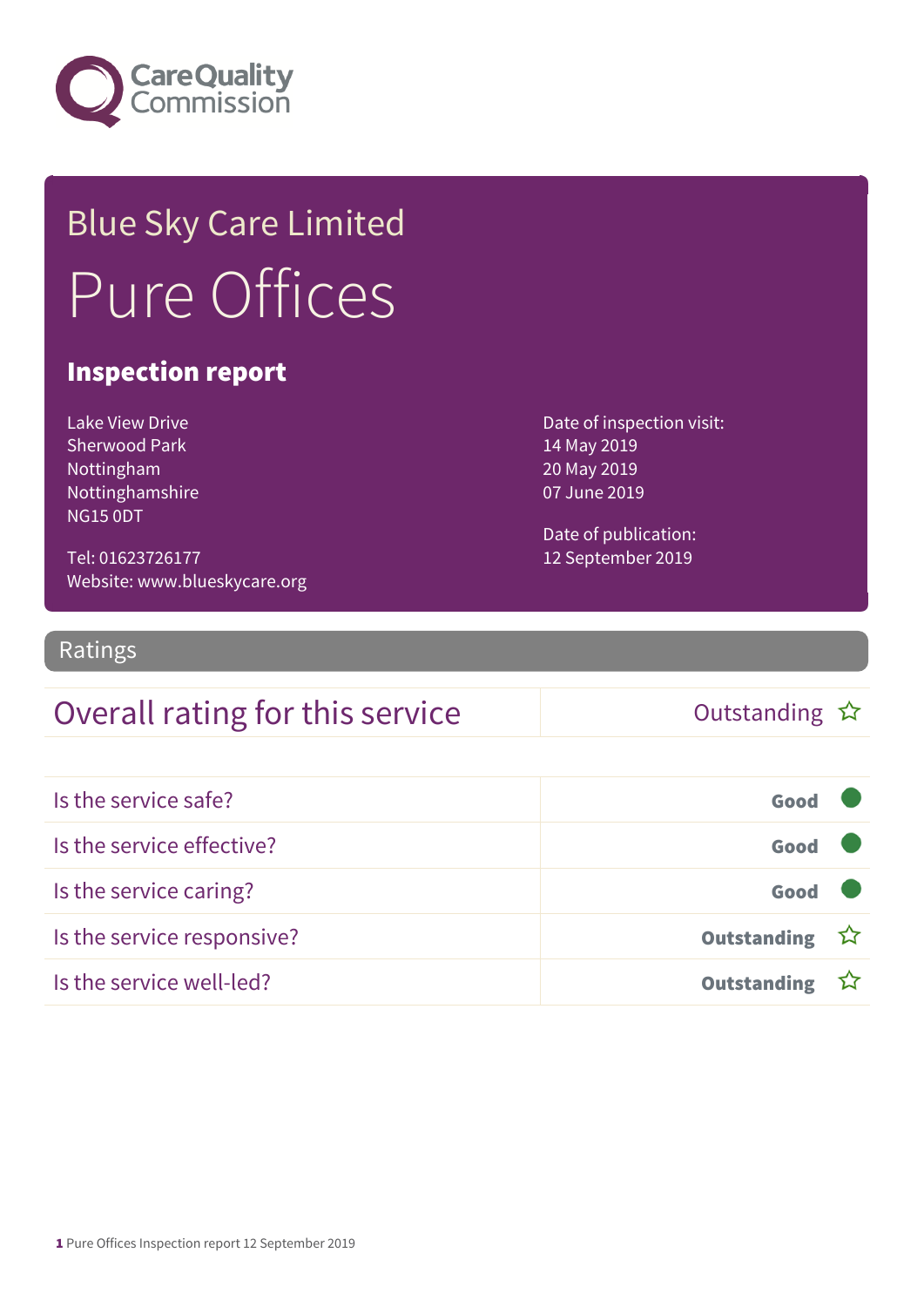Care Quality Commission

# Blue Sky Care Limited

# Pure Offices

## Inspection report

Lake View Drive
Sherwood Park
Nottingham
Nottinghamshire
NG15 0DT

Tel: 01623726177
Website: www.blueskycare.org

Date of inspection visit:
14 May 2019
20 May 2019
07 June 2019

Date of publication:
12 September 2019

## Ratings

| Overall rating for this service | Outstanding ☆ |
|---|---|

| | |
|---|---|
| Is the service safe? | Good |
| Is the service effective? | Good |
| Is the service caring? | Good |
| Is the service responsive? | Outstanding ☆ |
| Is the service well-led? | Outstanding ☆ |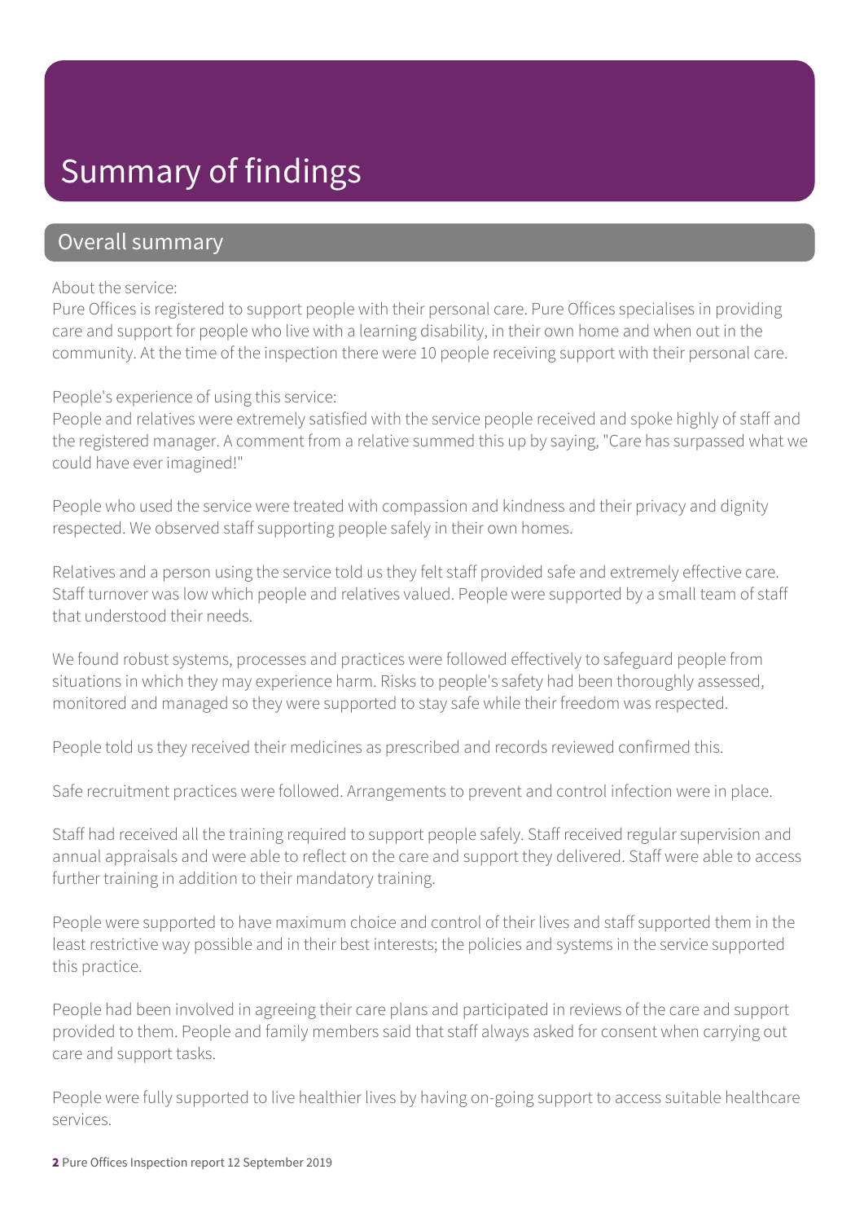# Summary of findings

## Overall summary

About the service:
Pure Offices is registered to support people with their personal care. Pure Offices specialises in providing care and support for people who live with a learning disability, in their own home and when out in the community. At the time of the inspection there were 10 people receiving support with their personal care.

People's experience of using this service:
People and relatives were extremely satisfied with the service people received and spoke highly of staff and the registered manager. A comment from a relative summed this up by saying, "Care has surpassed what we could have ever imagined!"

People who used the service were treated with compassion and kindness and their privacy and dignity respected. We observed staff supporting people safely in their own homes.

Relatives and a person using the service told us they felt staff provided safe and extremely effective care. Staff turnover was low which people and relatives valued. People were supported by a small team of staff that understood their needs.

We found robust systems, processes and practices were followed effectively to safeguard people from situations in which they may experience harm. Risks to people's safety had been thoroughly assessed, monitored and managed so they were supported to stay safe while their freedom was respected.

People told us they received their medicines as prescribed and records reviewed confirmed this.

Safe recruitment practices were followed. Arrangements to prevent and control infection were in place.

Staff had received all the training required to support people safely. Staff received regular supervision and annual appraisals and were able to reflect on the care and support they delivered. Staff were able to access further training in addition to their mandatory training.

People were supported to have maximum choice and control of their lives and staff supported them in the least restrictive way possible and in their best interests; the policies and systems in the service supported this practice.

People had been involved in agreeing their care plans and participated in reviews of the care and support provided to them. People and family members said that staff always asked for consent when carrying out care and support tasks.

People were fully supported to live healthier lives by having on-going support to access suitable healthcare services.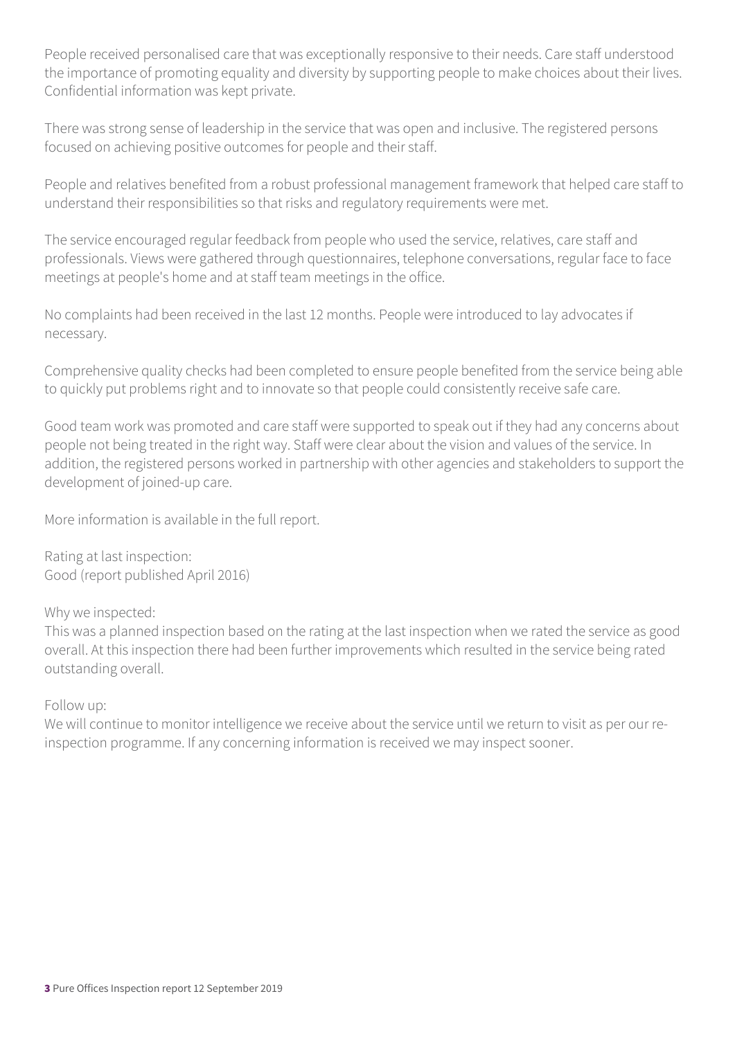People received personalised care that was exceptionally responsive to their needs. Care staff understood the importance of promoting equality and diversity by supporting people to make choices about their lives. Confidential information was kept private.

There was strong sense of leadership in the service that was open and inclusive. The registered persons focused on achieving positive outcomes for people and their staff.

People and relatives benefited from a robust professional management framework that helped care staff to understand their responsibilities so that risks and regulatory requirements were met.

The service encouraged regular feedback from people who used the service, relatives, care staff and professionals. Views were gathered through questionnaires, telephone conversations, regular face to face meetings at people's home and at staff team meetings in the office.

No complaints had been received in the last 12 months. People were introduced to lay advocates if necessary.

Comprehensive quality checks had been completed to ensure people benefited from the service being able to quickly put problems right and to innovate so that people could consistently receive safe care.

Good team work was promoted and care staff were supported to speak out if they had any concerns about people not being treated in the right way. Staff were clear about the vision and values of the service. In addition, the registered persons worked in partnership with other agencies and stakeholders to support the development of joined-up care.

More information is available in the full report.

Rating at last inspection:
Good (report published April 2016)

Why we inspected:
This was a planned inspection based on the rating at the last inspection when we rated the service as good overall. At this inspection there had been further improvements which resulted in the service being rated outstanding overall.

Follow up:
We will continue to monitor intelligence we receive about the service until we return to visit as per our re-inspection programme. If any concerning information is received we may inspect sooner.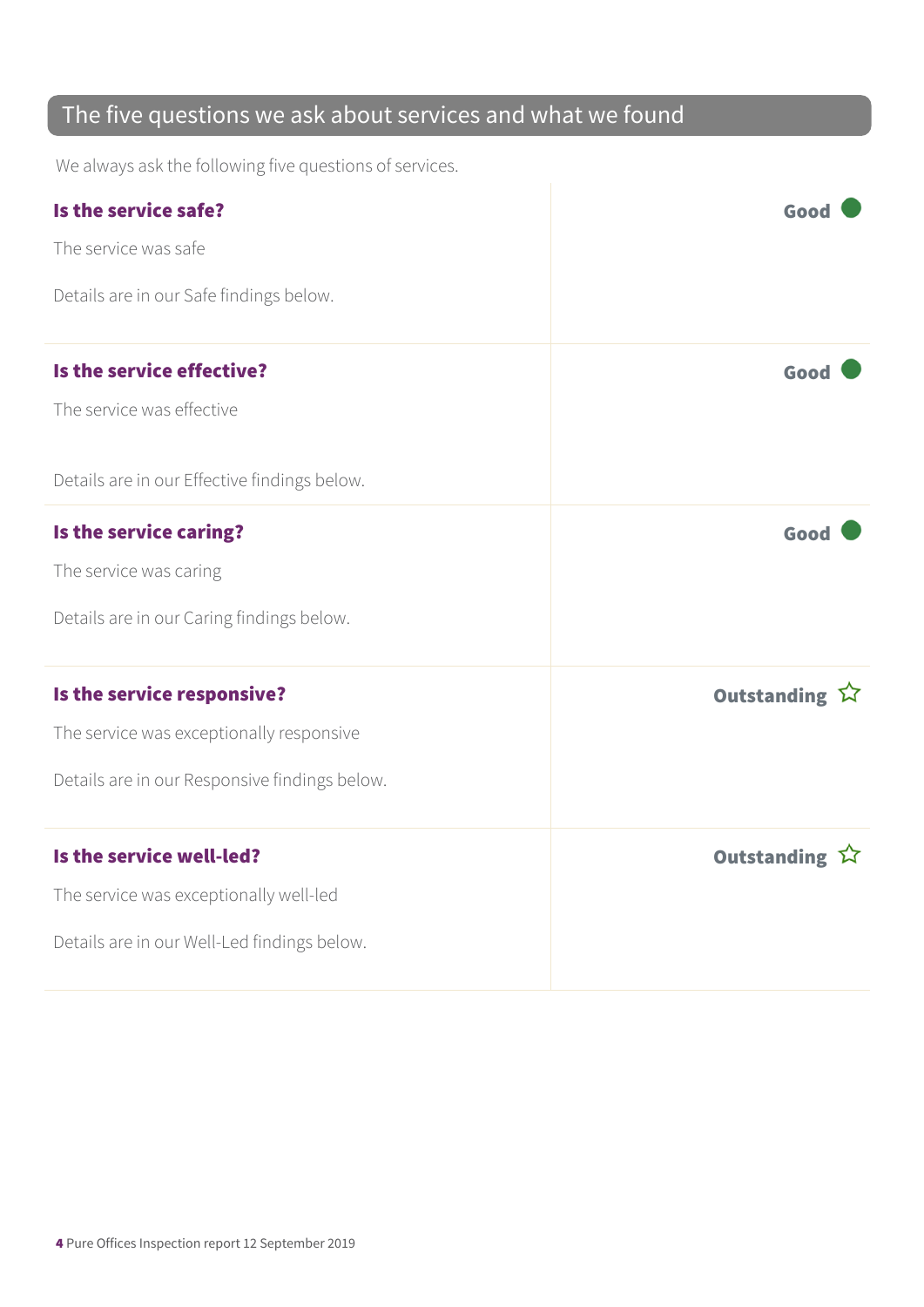## The five questions we ask about services and what we found

We always ask the following five questions of services.

| | |
|---|---|
| **Is the service safe?**<br><br>The service was safe<br><br>Details are in our Safe findings below. | **Good** |
| **Is the service effective?**<br><br>The service was effective<br><br>Details are in our Effective findings below. | **Good** |
| **Is the service caring?**<br><br>The service was caring<br><br>Details are in our Caring findings below. | **Good** |
| **Is the service responsive?**<br><br>The service was exceptionally responsive<br><br>Details are in our Responsive findings below. | **Outstanding** ☆ |
| **Is the service well-led?**<br><br>The service was exceptionally well-led<br><br>Details are in our Well-Led findings below. | **Outstanding** ☆ |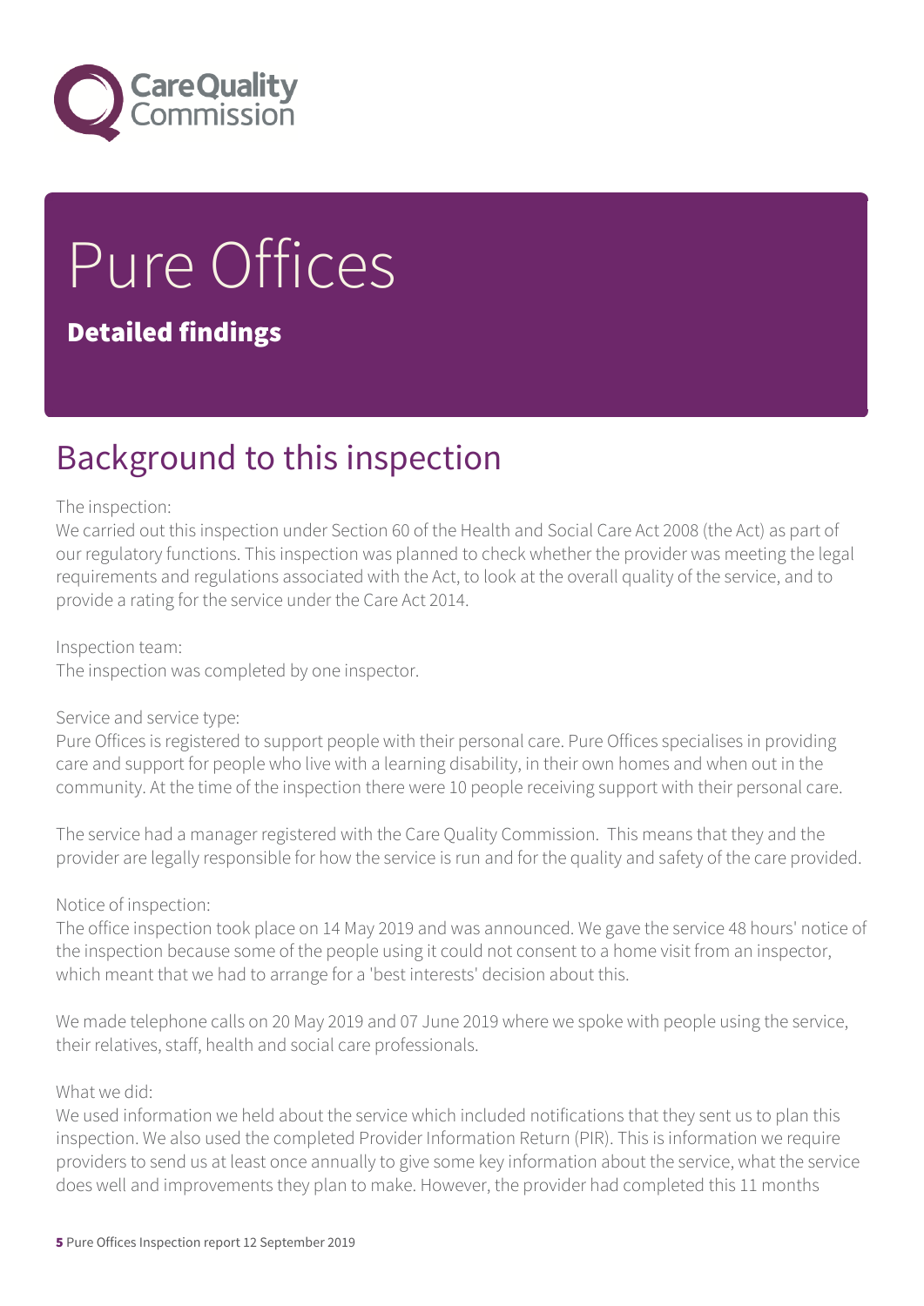# Pure Offices

**Detailed findings**

## Background to this inspection

The inspection:
We carried out this inspection under Section 60 of the Health and Social Care Act 2008 (the Act) as part of our regulatory functions. This inspection was planned to check whether the provider was meeting the legal requirements and regulations associated with the Act, to look at the overall quality of the service, and to provide a rating for the service under the Care Act 2014.

Inspection team:
The inspection was completed by one inspector.

Service and service type:
Pure Offices is registered to support people with their personal care. Pure Offices specialises in providing care and support for people who live with a learning disability, in their own homes and when out in the community. At the time of the inspection there were 10 people receiving support with their personal care.

The service had a manager registered with the Care Quality Commission. This means that they and the provider are legally responsible for how the service is run and for the quality and safety of the care provided.

Notice of inspection:
The office inspection took place on 14 May 2019 and was announced. We gave the service 48 hours' notice of the inspection because some of the people using it could not consent to a home visit from an inspector, which meant that we had to arrange for a 'best interests' decision about this.

We made telephone calls on 20 May 2019 and 07 June 2019 where we spoke with people using the service, their relatives, staff, health and social care professionals.

What we did:
We used information we held about the service which included notifications that they sent us to plan this inspection. We also used the completed Provider Information Return (PIR). This is information we require providers to send us at least once annually to give some key information about the service, what the service does well and improvements they plan to make. However, the provider had completed this 11 months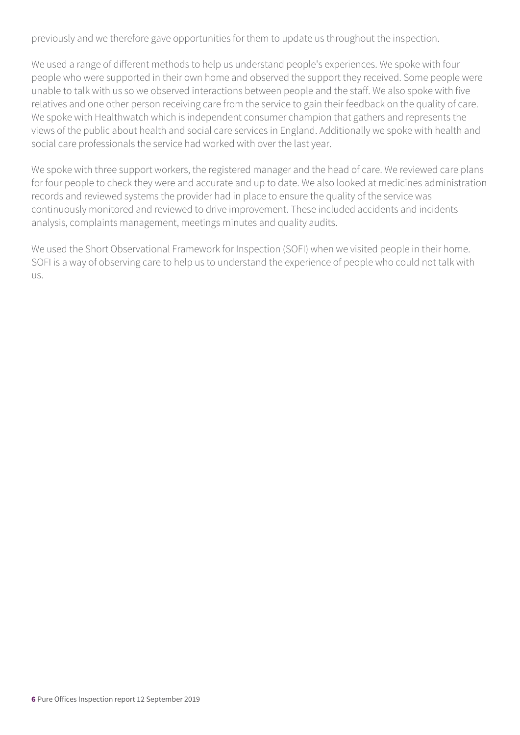previously and we therefore gave opportunities for them to update us throughout the inspection.

We used a range of different methods to help us understand people's experiences. We spoke with four people who were supported in their own home and observed the support they received. Some people were unable to talk with us so we observed interactions between people and the staff. We also spoke with five relatives and one other person receiving care from the service to gain their feedback on the quality of care. We spoke with Healthwatch which is independent consumer champion that gathers and represents the views of the public about health and social care services in England. Additionally we spoke with health and social care professionals the service had worked with over the last year.

We spoke with three support workers, the registered manager and the head of care. We reviewed care plans for four people to check they were and accurate and up to date. We also looked at medicines administration records and reviewed systems the provider had in place to ensure the quality of the service was continuously monitored and reviewed to drive improvement. These included accidents and incidents analysis, complaints management, meetings minutes and quality audits.

We used the Short Observational Framework for Inspection (SOFI) when we visited people in their home. SOFI is a way of observing care to help us to understand the experience of people who could not talk with us.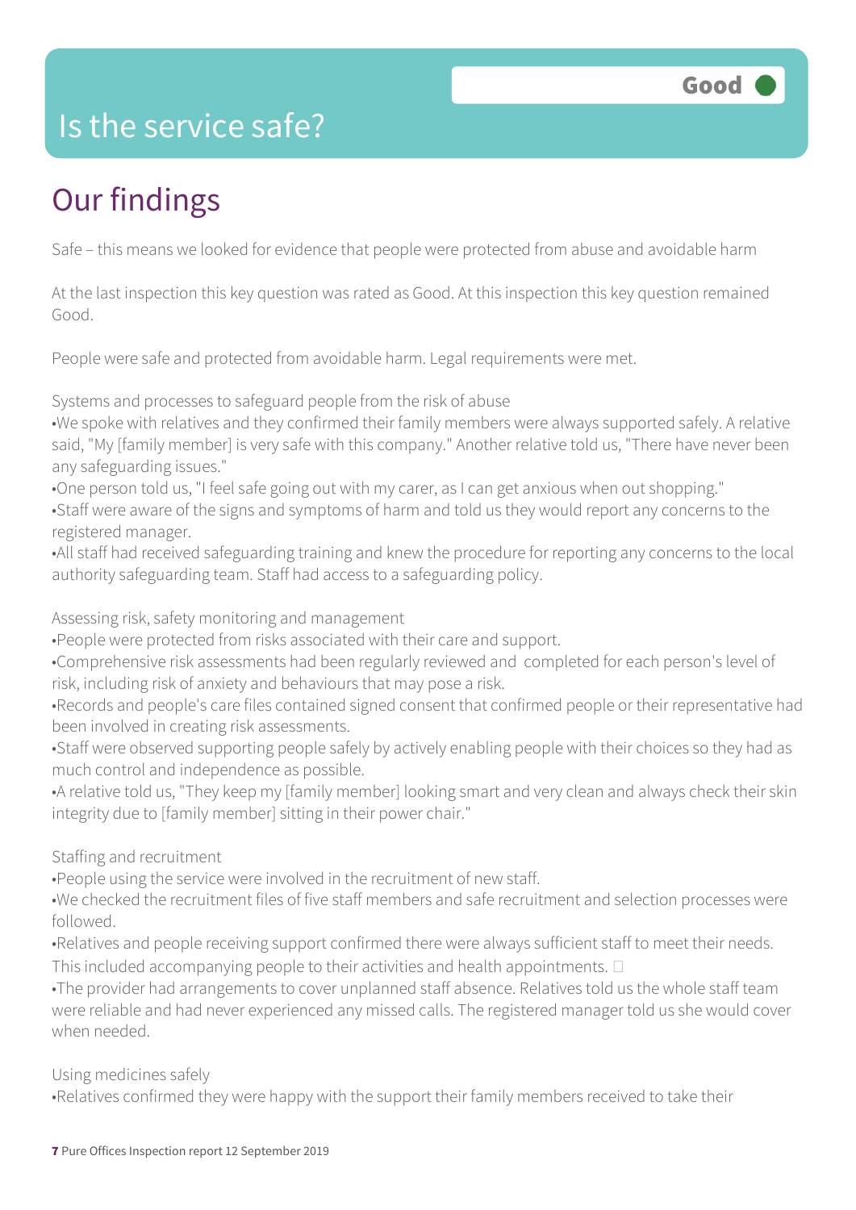# Is the service safe?

**Good**

## Our findings

Safe – this means we looked for evidence that people were protected from abuse and avoidable harm

At the last inspection this key question was rated as Good. At this inspection this key question remained Good.

People were safe and protected from avoidable harm. Legal requirements were met.

Systems and processes to safeguard people from the risk of abuse

- We spoke with relatives and they confirmed their family members were always supported safely. A relative said, "My [family member] is very safe with this company." Another relative told us, "There have never been any safeguarding issues."
- One person told us, "I feel safe going out with my carer, as I can get anxious when out shopping."
- Staff were aware of the signs and symptoms of harm and told us they would report any concerns to the registered manager.
- All staff had received safeguarding training and knew the procedure for reporting any concerns to the local authority safeguarding team. Staff had access to a safeguarding policy.

Assessing risk, safety monitoring and management

- People were protected from risks associated with their care and support.
- Comprehensive risk assessments had been regularly reviewed and completed for each person's level of risk, including risk of anxiety and behaviours that may pose a risk.
- Records and people's care files contained signed consent that confirmed people or their representative had been involved in creating risk assessments.
- Staff were observed supporting people safely by actively enabling people with their choices so they had as much control and independence as possible.
- A relative told us, "They keep my [family member] looking smart and very clean and always check their skin integrity due to [family member] sitting in their power chair."

Staffing and recruitment

- People using the service were involved in the recruitment of new staff.
- We checked the recruitment files of five staff members and safe recruitment and selection processes were followed.
- Relatives and people receiving support confirmed there were always sufficient staff to meet their needs. This included accompanying people to their activities and health appointments.
- The provider had arrangements to cover unplanned staff absence. Relatives told us the whole staff team were reliable and had never experienced any missed calls. The registered manager told us she would cover when needed.

Using medicines safely

- Relatives confirmed they were happy with the support their family members received to take their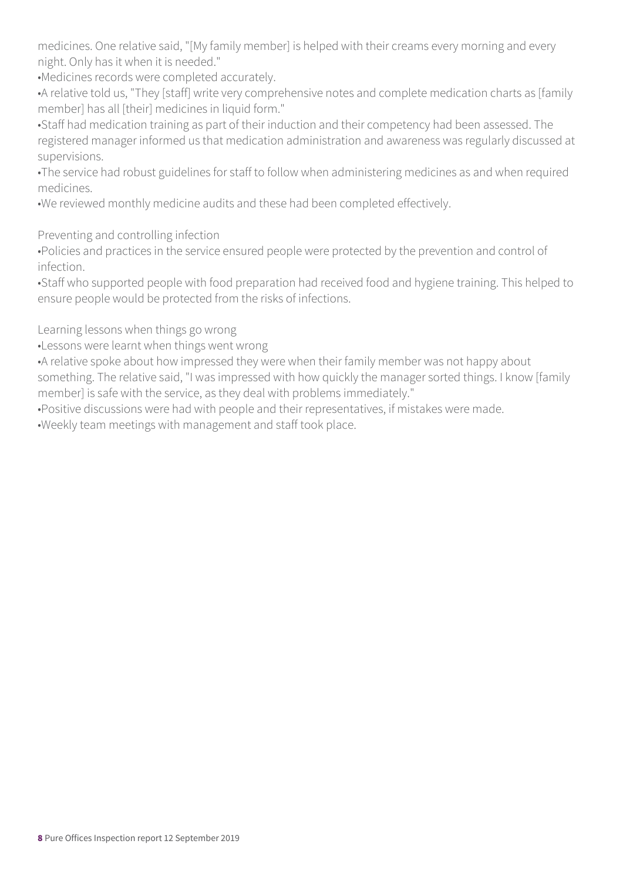medicines. One relative said, "[My family member] is helped with their creams every morning and every night. Only has it when it is needed."

- Medicines records were completed accurately.
- A relative told us, "They [staff] write very comprehensive notes and complete medication charts as [family member] has all [their] medicines in liquid form."
- Staff had medication training as part of their induction and their competency had been assessed. The registered manager informed us that medication administration and awareness was regularly discussed at supervisions.
- The service had robust guidelines for staff to follow when administering medicines as and when required medicines.
- We reviewed monthly medicine audits and these had been completed effectively.

Preventing and controlling infection

- Policies and practices in the service ensured people were protected by the prevention and control of infection.
- Staff who supported people with food preparation had received food and hygiene training. This helped to ensure people would be protected from the risks of infections.

Learning lessons when things go wrong

- Lessons were learnt when things went wrong
- A relative spoke about how impressed they were when their family member was not happy about something. The relative said, "I was impressed with how quickly the manager sorted things. I know [family member] is safe with the service, as they deal with problems immediately."
- Positive discussions were had with people and their representatives, if mistakes were made.
- Weekly team meetings with management and staff took place.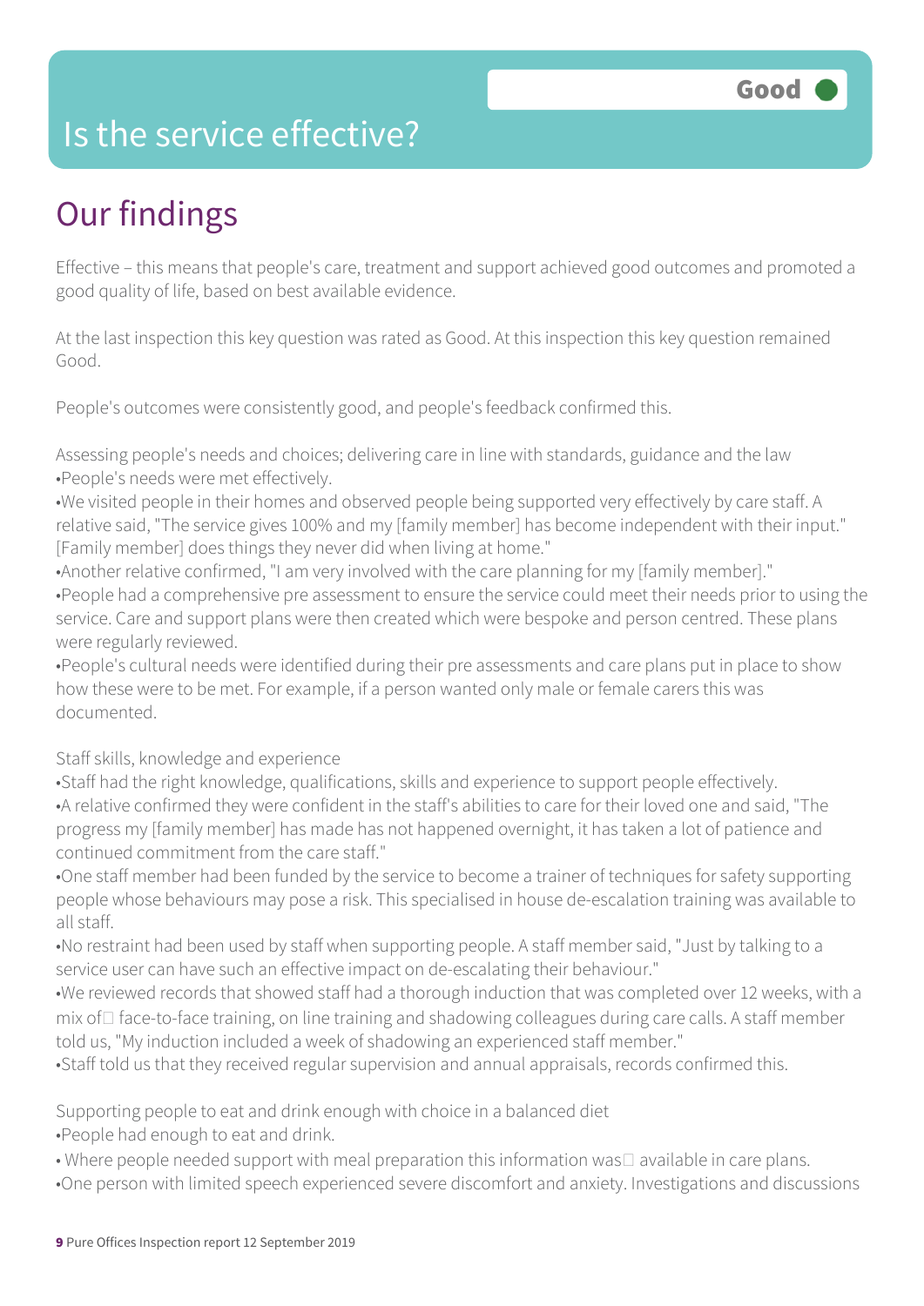# Is the service effective?

**Good**

## Our findings

Effective – this means that people's care, treatment and support achieved good outcomes and promoted a good quality of life, based on best available evidence.

At the last inspection this key question was rated as Good. At this inspection this key question remained Good.

People's outcomes were consistently good, and people's feedback confirmed this.

Assessing people's needs and choices; delivering care in line with standards, guidance and the law

•People's needs were met effectively.

•We visited people in their homes and observed people being supported very effectively by care staff. A relative said, "The service gives 100% and my [family member] has become independent with their input." [Family member] does things they never did when living at home."

•Another relative confirmed, "I am very involved with the care planning for my [family member]."

•People had a comprehensive pre assessment to ensure the service could meet their needs prior to using the service. Care and support plans were then created which were bespoke and person centred. These plans were regularly reviewed.

•People's cultural needs were identified during their pre assessments and care plans put in place to show how these were to be met. For example, if a person wanted only male or female carers this was documented.

Staff skills, knowledge and experience

•Staff had the right knowledge, qualifications, skills and experience to support people effectively.

•A relative confirmed they were confident in the staff's abilities to care for their loved one and said, "The progress my [family member] has made has not happened overnight, it has taken a lot of patience and continued commitment from the care staff."

•One staff member had been funded by the service to become a trainer of techniques for safety supporting people whose behaviours may pose a risk. This specialised in house de-escalation training was available to all staff.

•No restraint had been used by staff when supporting people. A staff member said, "Just by talking to a service user can have such an effective impact on de-escalating their behaviour."

•We reviewed records that showed staff had a thorough induction that was completed over 12 weeks, with a mix of face-to-face training, on line training and shadowing colleagues during care calls. A staff member told us, "My induction included a week of shadowing an experienced staff member."

•Staff told us that they received regular supervision and annual appraisals, records confirmed this.

Supporting people to eat and drink enough with choice in a balanced diet

•People had enough to eat and drink.

• Where people needed support with meal preparation this information was available in care plans.

•One person with limited speech experienced severe discomfort and anxiety. Investigations and discussions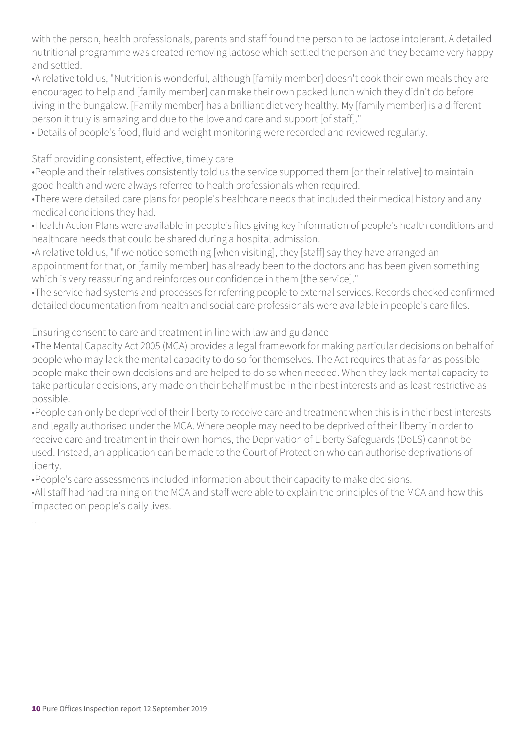with the person, health professionals, parents and staff found the person to be lactose intolerant. A detailed nutritional programme was created removing lactose which settled the person and they became very happy and settled.

- A relative told us, "Nutrition is wonderful, although [family member] doesn't cook their own meals they are encouraged to help and [family member] can make their own packed lunch which they didn't do before living in the bungalow. [Family member] has a brilliant diet very healthy. My [family member] is a different person it truly is amazing and due to the love and care and support [of staff]."
- Details of people's food, fluid and weight monitoring were recorded and reviewed regularly.

Staff providing consistent, effective, timely care

- People and their relatives consistently told us the service supported them [or their relative] to maintain good health and were always referred to health professionals when required.
- There were detailed care plans for people's healthcare needs that included their medical history and any medical conditions they had.
- Health Action Plans were available in people's files giving key information of people's health conditions and healthcare needs that could be shared during a hospital admission.
- A relative told us, "If we notice something [when visiting], they [staff] say they have arranged an appointment for that, or [family member] has already been to the doctors and has been given something which is very reassuring and reinforces our confidence in them [the service]."
- The service had systems and processes for referring people to external services. Records checked confirmed detailed documentation from health and social care professionals were available in people's care files.

Ensuring consent to care and treatment in line with law and guidance

- The Mental Capacity Act 2005 (MCA) provides a legal framework for making particular decisions on behalf of people who may lack the mental capacity to do so for themselves. The Act requires that as far as possible people make their own decisions and are helped to do so when needed. When they lack mental capacity to take particular decisions, any made on their behalf must be in their best interests and as least restrictive as possible.
- People can only be deprived of their liberty to receive care and treatment when this is in their best interests and legally authorised under the MCA. Where people may need to be deprived of their liberty in order to receive care and treatment in their own homes, the Deprivation of Liberty Safeguards (DoLS) cannot be used. Instead, an application can be made to the Court of Protection who can authorise deprivations of liberty.
- People's care assessments included information about their capacity to make decisions.
- All staff had had training on the MCA and staff were able to explain the principles of the MCA and how this impacted on people's daily lives.

..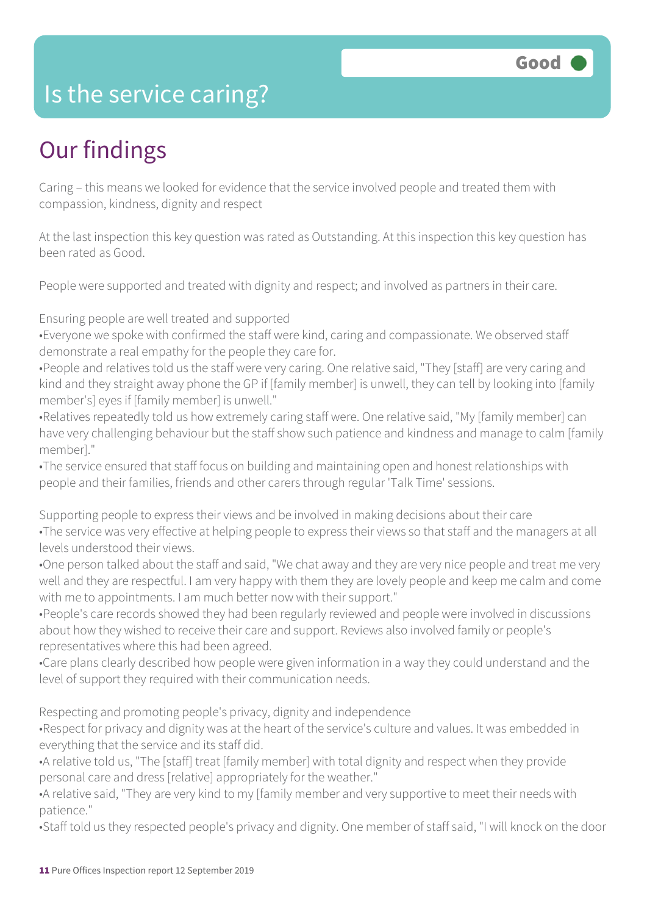# Is the service caring?

Good

## Our findings

Caring – this means we looked for evidence that the service involved people and treated them with compassion, kindness, dignity and respect

At the last inspection this key question was rated as Outstanding. At this inspection this key question has been rated as Good.

People were supported and treated with dignity and respect; and involved as partners in their care.

Ensuring people are well treated and supported

- Everyone we spoke with confirmed the staff were kind, caring and compassionate. We observed staff demonstrate a real empathy for the people they care for.
- People and relatives told us the staff were very caring. One relative said, "They [staff] are very caring and kind and they straight away phone the GP if [family member] is unwell, they can tell by looking into [family member's] eyes if [family member] is unwell."
- Relatives repeatedly told us how extremely caring staff were. One relative said, "My [family member] can have very challenging behaviour but the staff show such patience and kindness and manage to calm [family member]."
- The service ensured that staff focus on building and maintaining open and honest relationships with people and their families, friends and other carers through regular 'Talk Time' sessions.

Supporting people to express their views and be involved in making decisions about their care

- The service was very effective at helping people to express their views so that staff and the managers at all levels understood their views.
- One person talked about the staff and said, "We chat away and they are very nice people and treat me very well and they are respectful. I am very happy with them they are lovely people and keep me calm and come with me to appointments. I am much better now with their support."
- People's care records showed they had been regularly reviewed and people were involved in discussions about how they wished to receive their care and support. Reviews also involved family or people's representatives where this had been agreed.
- Care plans clearly described how people were given information in a way they could understand and the level of support they required with their communication needs.

Respecting and promoting people's privacy, dignity and independence

- Respect for privacy and dignity was at the heart of the service's culture and values. It was embedded in everything that the service and its staff did.
- A relative told us, "The [staff] treat [family member] with total dignity and respect when they provide personal care and dress [relative] appropriately for the weather."
- A relative said, "They are very kind to my [family member and very supportive to meet their needs with patience."
- Staff told us they respected people's privacy and dignity. One member of staff said, "I will knock on the door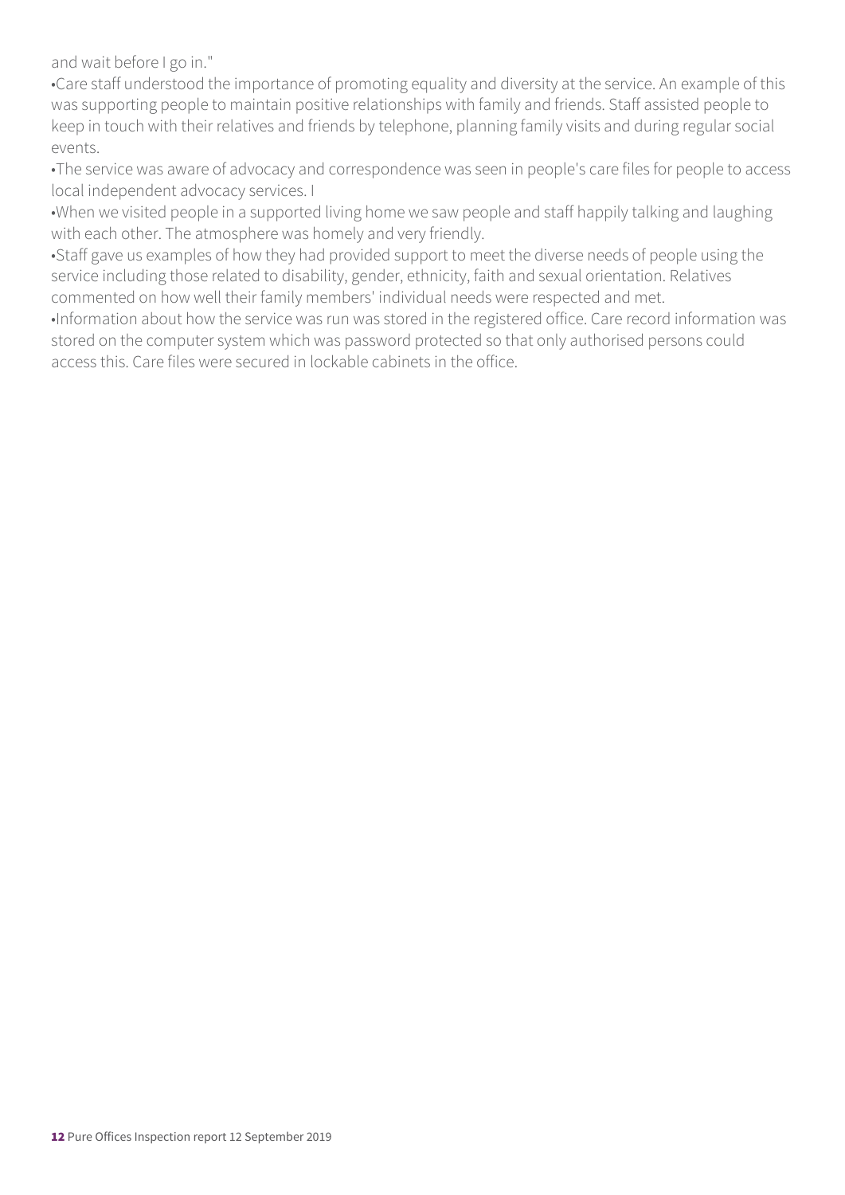and wait before I go in."

- Care staff understood the importance of promoting equality and diversity at the service. An example of this was supporting people to maintain positive relationships with family and friends. Staff assisted people to keep in touch with their relatives and friends by telephone, planning family visits and during regular social events.
- The service was aware of advocacy and correspondence was seen in people's care files for people to access local independent advocacy services. I
- When we visited people in a supported living home we saw people and staff happily talking and laughing with each other. The atmosphere was homely and very friendly.
- Staff gave us examples of how they had provided support to meet the diverse needs of people using the service including those related to disability, gender, ethnicity, faith and sexual orientation. Relatives commented on how well their family members' individual needs were respected and met.
- Information about how the service was run was stored in the registered office. Care record information was stored on the computer system which was password protected so that only authorised persons could access this. Care files were secured in lockable cabinets in the office.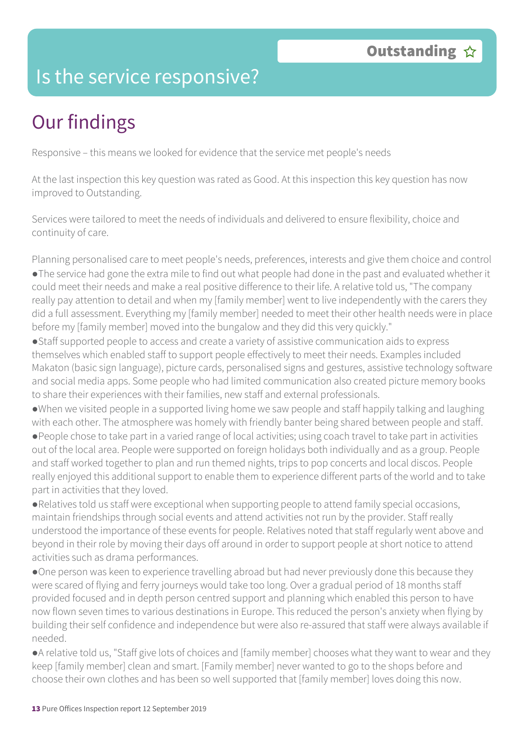# Is the service responsive?

**Outstanding ☆**

## Our findings

Responsive – this means we looked for evidence that the service met people's needs

At the last inspection this key question was rated as Good. At this inspection this key question has now improved to Outstanding.

Services were tailored to meet the needs of individuals and delivered to ensure flexibility, choice and continuity of care.

Planning personalised care to meet people's needs, preferences, interests and give them choice and control

- The service had gone the extra mile to find out what people had done in the past and evaluated whether it could meet their needs and make a real positive difference to their life. A relative told us, "The company really pay attention to detail and when my [family member] went to live independently with the carers they did a full assessment. Everything my [family member] needed to meet their other health needs were in place before my [family member] moved into the bungalow and they did this very quickly."
- Staff supported people to access and create a variety of assistive communication aids to express themselves which enabled staff to support people effectively to meet their needs. Examples included Makaton (basic sign language), picture cards, personalised signs and gestures, assistive technology software and social media apps. Some people who had limited communication also created picture memory books to share their experiences with their families, new staff and external professionals.
- When we visited people in a supported living home we saw people and staff happily talking and laughing with each other. The atmosphere was homely with friendly banter being shared between people and staff.
- People chose to take part in a varied range of local activities; using coach travel to take part in activities out of the local area. People were supported on foreign holidays both individually and as a group. People and staff worked together to plan and run themed nights, trips to pop concerts and local discos. People really enjoyed this additional support to enable them to experience different parts of the world and to take part in activities that they loved.
- Relatives told us staff were exceptional when supporting people to attend family special occasions, maintain friendships through social events and attend activities not run by the provider. Staff really understood the importance of these events for people. Relatives noted that staff regularly went above and beyond in their role by moving their days off around in order to support people at short notice to attend activities such as drama performances.
- One person was keen to experience travelling abroad but had never previously done this because they were scared of flying and ferry journeys would take too long. Over a gradual period of 18 months staff provided focused and in depth person centred support and planning which enabled this person to have now flown seven times to various destinations in Europe. This reduced the person's anxiety when flying by building their self confidence and independence but were also re-assured that staff were always available if needed.
- A relative told us, "Staff give lots of choices and [family member] chooses what they want to wear and they keep [family member] clean and smart. [Family member] never wanted to go to the shops before and choose their own clothes and has been so well supported that [family member] loves doing this now.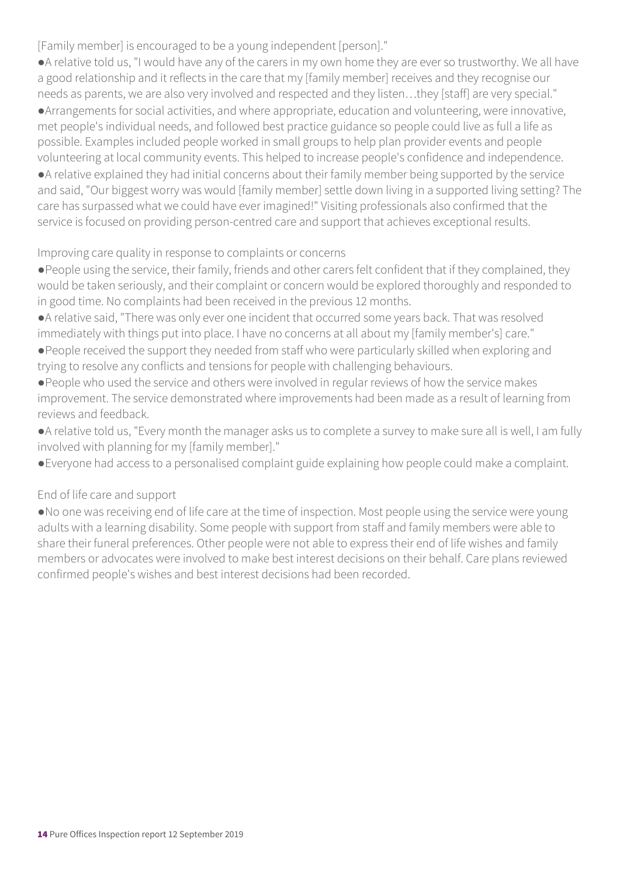[Family member] is encouraged to be a young independent [person]."

- A relative told us, "I would have any of the carers in my own home they are ever so trustworthy. We all have a good relationship and it reflects in the care that my [family member] receives and they recognise our needs as parents, we are also very involved and respected and they listen…they [staff] are very special."
- Arrangements for social activities, and where appropriate, education and volunteering, were innovative, met people's individual needs, and followed best practice guidance so people could live as full a life as possible. Examples included people worked in small groups to help plan provider events and people volunteering at local community events. This helped to increase people's confidence and independence.
- A relative explained they had initial concerns about their family member being supported by the service and said, "Our biggest worry was would [family member] settle down living in a supported living setting? The care has surpassed what we could have ever imagined!" Visiting professionals also confirmed that the service is focused on providing person-centred care and support that achieves exceptional results.

Improving care quality in response to complaints or concerns

- People using the service, their family, friends and other carers felt confident that if they complained, they would be taken seriously, and their complaint or concern would be explored thoroughly and responded to in good time. No complaints had been received in the previous 12 months.
- A relative said, "There was only ever one incident that occurred some years back. That was resolved immediately with things put into place. I have no concerns at all about my [family member's] care."
- People received the support they needed from staff who were particularly skilled when exploring and trying to resolve any conflicts and tensions for people with challenging behaviours.
- People who used the service and others were involved in regular reviews of how the service makes improvement. The service demonstrated where improvements had been made as a result of learning from reviews and feedback.
- A relative told us, "Every month the manager asks us to complete a survey to make sure all is well, I am fully involved with planning for my [family member]."
- Everyone had access to a personalised complaint guide explaining how people could make a complaint.

End of life care and support

- No one was receiving end of life care at the time of inspection. Most people using the service were young adults with a learning disability. Some people with support from staff and family members were able to share their funeral preferences. Other people were not able to express their end of life wishes and family members or advocates were involved to make best interest decisions on their behalf. Care plans reviewed confirmed people's wishes and best interest decisions had been recorded.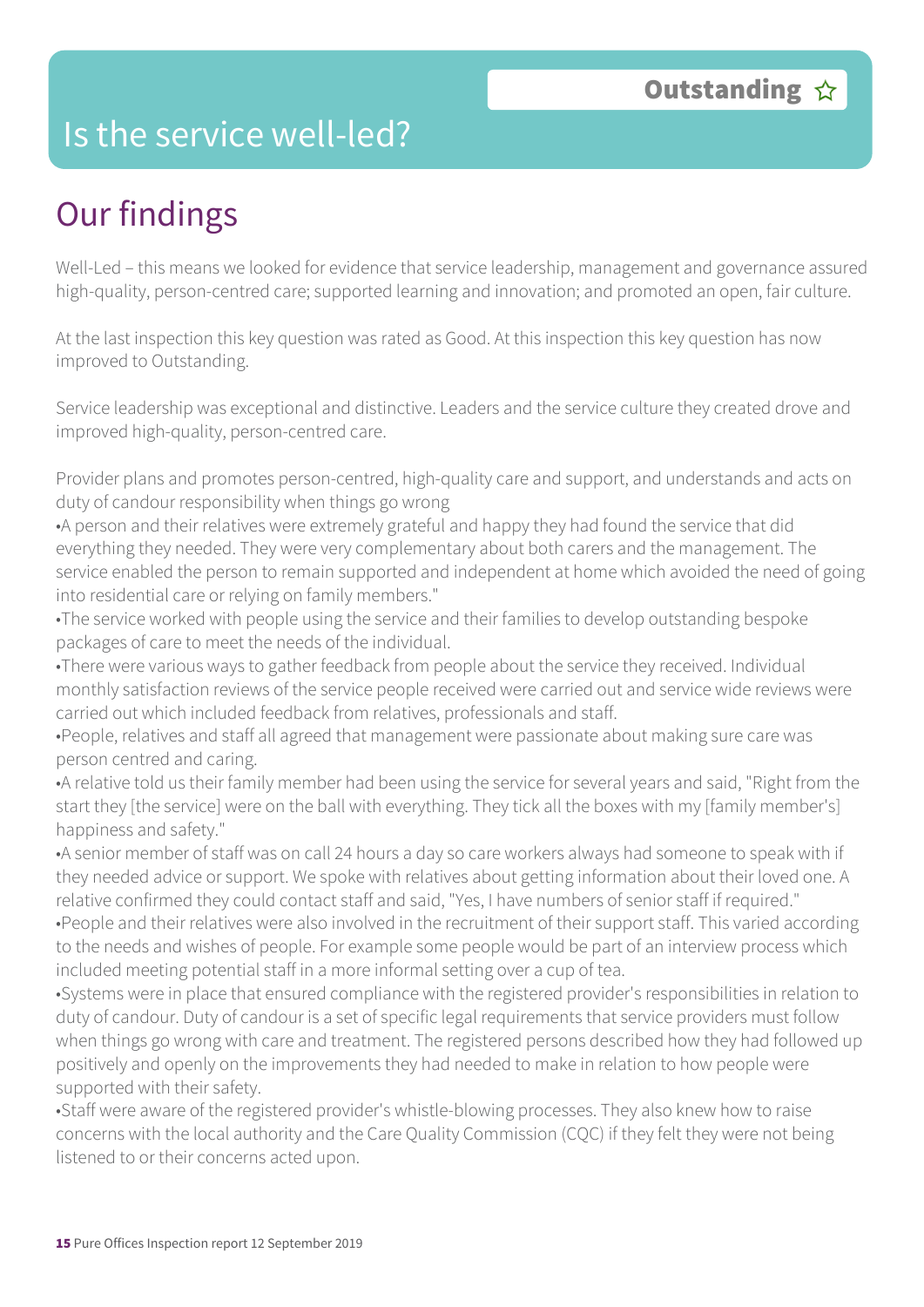# Is the service well-led?

**Outstanding** ☆

## Our findings

Well-Led – this means we looked for evidence that service leadership, management and governance assured high-quality, person-centred care; supported learning and innovation; and promoted an open, fair culture.

At the last inspection this key question was rated as Good. At this inspection this key question has now improved to Outstanding.

Service leadership was exceptional and distinctive. Leaders and the service culture they created drove and improved high-quality, person-centred care.

Provider plans and promotes person-centred, high-quality care and support, and understands and acts on duty of candour responsibility when things go wrong

- A person and their relatives were extremely grateful and happy they had found the service that did everything they needed. They were very complementary about both carers and the management. The service enabled the person to remain supported and independent at home which avoided the need of going into residential care or relying on family members."
- The service worked with people using the service and their families to develop outstanding bespoke packages of care to meet the needs of the individual.
- There were various ways to gather feedback from people about the service they received. Individual monthly satisfaction reviews of the service people received were carried out and service wide reviews were carried out which included feedback from relatives, professionals and staff.
- People, relatives and staff all agreed that management were passionate about making sure care was person centred and caring.
- A relative told us their family member had been using the service for several years and said, "Right from the start they [the service] were on the ball with everything. They tick all the boxes with my [family member's] happiness and safety."
- A senior member of staff was on call 24 hours a day so care workers always had someone to speak with if they needed advice or support. We spoke with relatives about getting information about their loved one. A relative confirmed they could contact staff and said, "Yes, I have numbers of senior staff if required."
- People and their relatives were also involved in the recruitment of their support staff. This varied according to the needs and wishes of people. For example some people would be part of an interview process which included meeting potential staff in a more informal setting over a cup of tea.
- Systems were in place that ensured compliance with the registered provider's responsibilities in relation to duty of candour. Duty of candour is a set of specific legal requirements that service providers must follow when things go wrong with care and treatment. The registered persons described how they had followed up positively and openly on the improvements they had needed to make in relation to how people were supported with their safety.
- Staff were aware of the registered provider's whistle-blowing processes. They also knew how to raise concerns with the local authority and the Care Quality Commission (CQC) if they felt they were not being listened to or their concerns acted upon.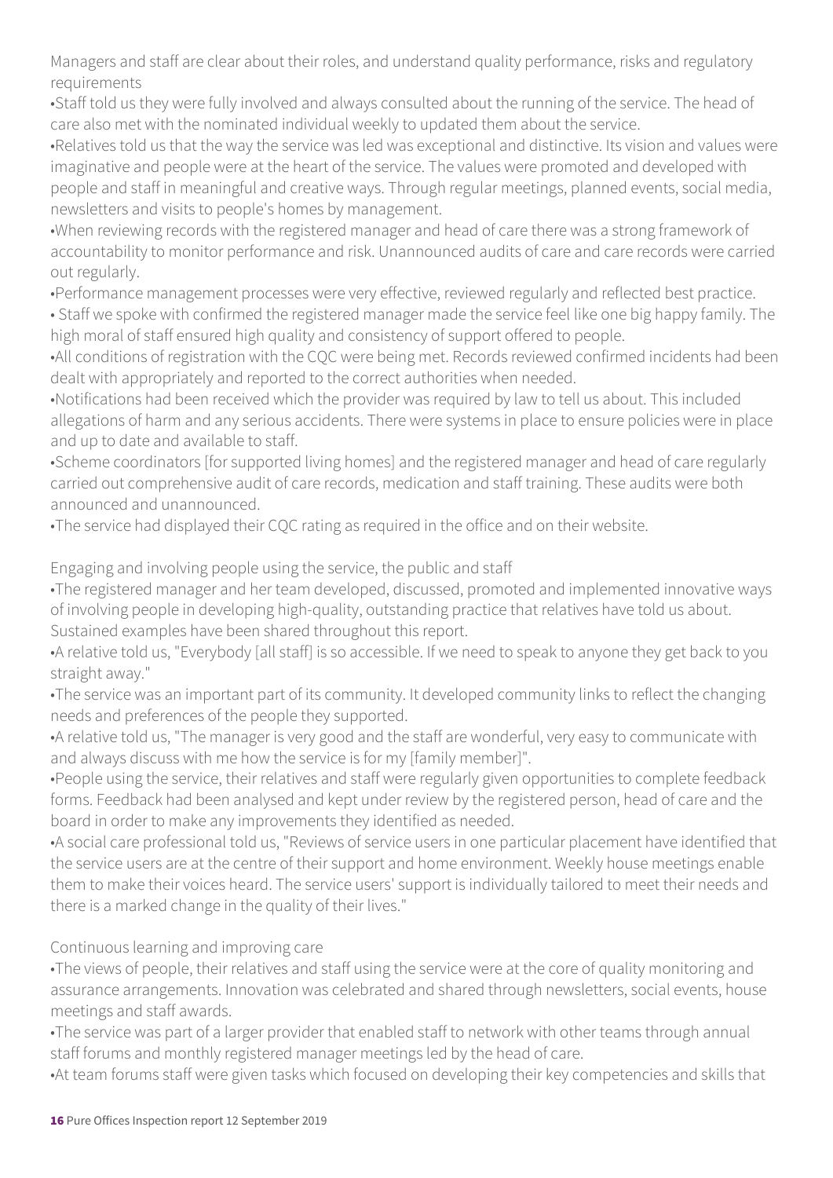Managers and staff are clear about their roles, and understand quality performance, risks and regulatory requirements

- Staff told us they were fully involved and always consulted about the running of the service. The head of care also met with the nominated individual weekly to updated them about the service.
- Relatives told us that the way the service was led was exceptional and distinctive. Its vision and values were imaginative and people were at the heart of the service. The values were promoted and developed with people and staff in meaningful and creative ways. Through regular meetings, planned events, social media, newsletters and visits to people's homes by management.
- When reviewing records with the registered manager and head of care there was a strong framework of accountability to monitor performance and risk. Unannounced audits of care and care records were carried out regularly.
- Performance management processes were very effective, reviewed regularly and reflected best practice.
- Staff we spoke with confirmed the registered manager made the service feel like one big happy family. The high moral of staff ensured high quality and consistency of support offered to people.
- All conditions of registration with the CQC were being met. Records reviewed confirmed incidents had been dealt with appropriately and reported to the correct authorities when needed.
- Notifications had been received which the provider was required by law to tell us about. This included allegations of harm and any serious accidents. There were systems in place to ensure policies were in place and up to date and available to staff.
- Scheme coordinators [for supported living homes] and the registered manager and head of care regularly carried out comprehensive audit of care records, medication and staff training. These audits were both announced and unannounced.
- The service had displayed their CQC rating as required in the office and on their website.

Engaging and involving people using the service, the public and staff

- The registered manager and her team developed, discussed, promoted and implemented innovative ways of involving people in developing high-quality, outstanding practice that relatives have told us about. Sustained examples have been shared throughout this report.
- A relative told us, "Everybody [all staff] is so accessible. If we need to speak to anyone they get back to you straight away."
- The service was an important part of its community. It developed community links to reflect the changing needs and preferences of the people they supported.
- A relative told us, "The manager is very good and the staff are wonderful, very easy to communicate with and always discuss with me how the service is for my [family member]".
- People using the service, their relatives and staff were regularly given opportunities to complete feedback forms. Feedback had been analysed and kept under review by the registered person, head of care and the board in order to make any improvements they identified as needed.
- A social care professional told us, "Reviews of service users in one particular placement have identified that the service users are at the centre of their support and home environment. Weekly house meetings enable them to make their voices heard. The service users' support is individually tailored to meet their needs and there is a marked change in the quality of their lives."

Continuous learning and improving care

- The views of people, their relatives and staff using the service were at the core of quality monitoring and assurance arrangements. Innovation was celebrated and shared through newsletters, social events, house meetings and staff awards.
- The service was part of a larger provider that enabled staff to network with other teams through annual staff forums and monthly registered manager meetings led by the head of care.
- At team forums staff were given tasks which focused on developing their key competencies and skills that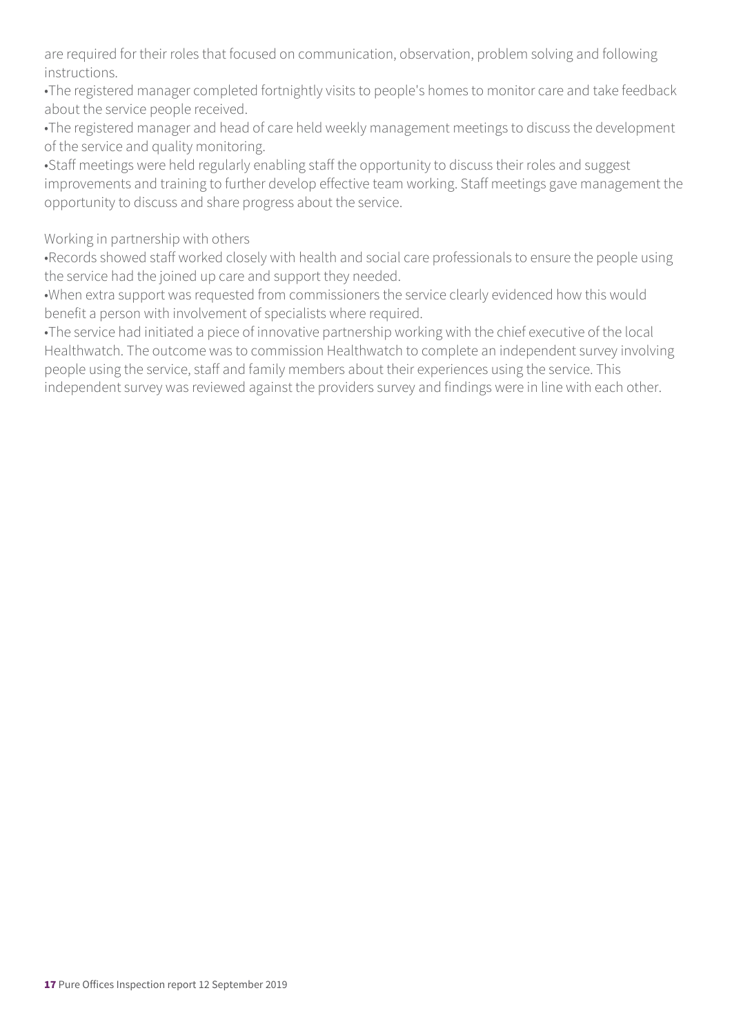are required for their roles that focused on communication, observation, problem solving and following instructions.

- The registered manager completed fortnightly visits to people's homes to monitor care and take feedback about the service people received.
- The registered manager and head of care held weekly management meetings to discuss the development of the service and quality monitoring.
- Staff meetings were held regularly enabling staff the opportunity to discuss their roles and suggest improvements and training to further develop effective team working. Staff meetings gave management the opportunity to discuss and share progress about the service.

Working in partnership with others

- Records showed staff worked closely with health and social care professionals to ensure the people using the service had the joined up care and support they needed.
- When extra support was requested from commissioners the service clearly evidenced how this would benefit a person with involvement of specialists where required.
- The service had initiated a piece of innovative partnership working with the chief executive of the local Healthwatch. The outcome was to commission Healthwatch to complete an independent survey involving people using the service, staff and family members about their experiences using the service. This independent survey was reviewed against the providers survey and findings were in line with each other.